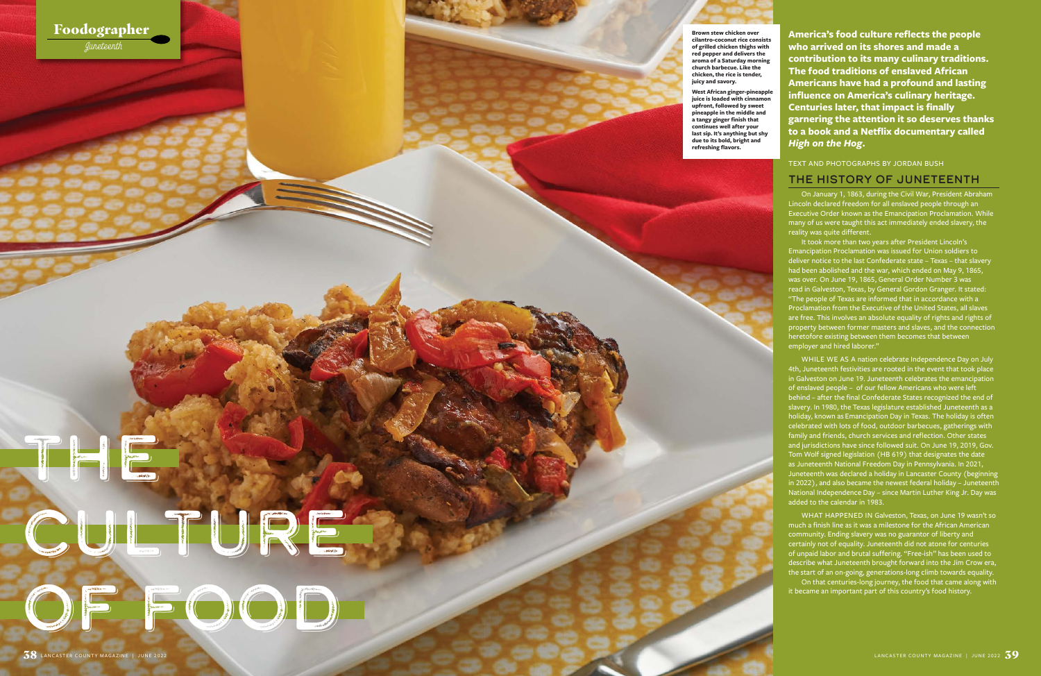Foodographer

*Juneteenth*

# THE CULTURE OF FOOD

**Brown stew chicken over cilantro-coconut rice consists of grilled chicken thighs with red pepper and delivers the aroma of a Saturday morning church barbecue. Like the chicken, the rice is tender, juicy and savory.**

**West African ginger-pineapple juice is loaded with cinnamon upfront, followed by sweet pineapple in the middle and a tangy ginger finish that continues well after your last sip. It's anything but shy due to its bold, bright and refreshing flavors.**

**America's food culture reflects the people who arrived on its shores and made a contribution to its many culinary traditions. The food traditions of enslaved African Americans have had a profound and lasting influence on America's culinary heritage. Centuries later, that impact is finally garnering the attention it so deserves thanks to a book and a Netflix documentary called *High on the Hog*.**

TEXT AND PHOTOGRAPHS BY JORDAN BUSH

## THE HISTORY OF JUNETEENTH

On January 1, 1863, during the Civil War, President Abraham Lincoln declared freedom for all enslaved people through an Executive Order known as the Emancipation Proclamation. While many of us were taught this act immediately ended slavery, the reality was quite different.

It took more than two years after President Lincoln's Emancipation Proclamation was issued for Union soldiers to deliver notice to the last Confederate state – Texas – that slavery had been abolished and the war, which ended on May 9, 1865, was over. On June 19, 1865, General Order Number 3 was read in Galveston, Texas, by General Gordon Granger. It stated: "The people of Texas are informed that in accordance with a Proclamation from the Executive of the United States, all slaves are free. This involves an absolute equality of rights and rights of property between former masters and slaves, and the connection heretofore existing between them becomes that between employer and hired laborer."

WHILE WE AS A nation celebrate Independence Day on July 4th, Juneteenth festivities are rooted in the event that took place in Galveston on June 19. Juneteenth celebrates the emancipation of enslaved people – of our fellow Americans who were left behind – after the final Confederate States recognized the end of slavery. In 1980, the Texas legislature established Juneteenth as a holiday, known as Emancipation Day in Texas. The holiday is often celebrated with lots of food, outdoor barbecues, gatherings with family and friends, church services and reflection. Other states and jurisdictions have since followed suit. On June 19, 2019, Gov. Tom Wolf signed legislation (HB 619) that designates the date as Juneteenth National Freedom Day in Pennsylvania. In 2021, Juneteenth was declared a holiday in Lancaster County (beginning in 2022), and also became the newest federal holiday – Juneteenth National Independence Day – since Martin Luther King Jr. Day was added to the calendar in 1983.

WHAT HAPPENED IN Galveston, Texas, on June 19 wasn't so much a finish line as it was a milestone for the African American community. Ending slavery was no guarantor of liberty and certainly not of equality. Juneteenth did not atone for centuries of unpaid labor and brutal suffering. "Free-ish" has been used to describe what Juneteenth brought forward into the Jim Crow era, the start of an on-going, generations-long climb towards equality.

On that centuries-long journey, the food that came along with it became an important part of this country's food history.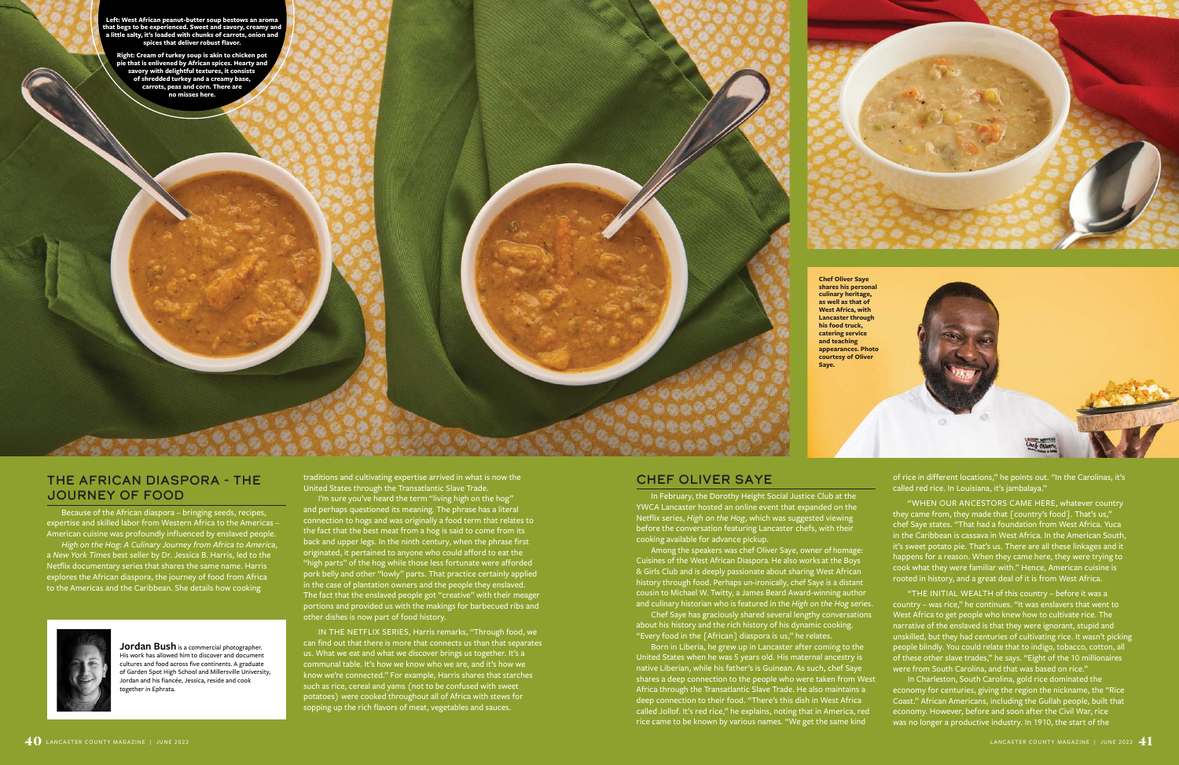Left: West African peanut-butter soup bestows an aroma that begs to be experienced. Sweet and savory, creamy and a little salty, it's loaded with chunks of carrots, onion and spices that deliver robust flavor.

Right: Cream of turkey soup is akin to chicken pot pie that is enlivened by African spices. Hearty and savory with delightful textures, it consists of shredded turkey and a creamy base, carrots, peas and corn. There are no misses here.

## THE AFRICAN DIASPORA – THE JOURNEY OF FOOD

Because of the African diaspora – bringing seeds, recipes, expertise and skilled labor from Western Africa to the Americas – American cuisine was profoundly influenced by enslaved people.

*High on the Hog: A Culinary Journey from Africa to America*, a *New York Times* best seller by Dr. Jessica B. Harris, led to the Netflix documentary series that shares the same name. Harris explores the African diaspora, the journey of food from Africa to the Americas and the Caribbean. She details how cooking traditions and cultivating expertise arrived in what is now the United States through the Transatlantic Slave Trade.

I'm sure you've heard the term "living high on the hog" and perhaps questioned its meaning. The phrase has a literal connection to hogs and was originally a food term that relates to the fact that the best meat from a hog is said to come from its back and upper legs. In the ninth century, when the phrase first originated, it pertained to anyone who could afford to eat the "high parts" of the hog while those less fortunate were afforded pork belly and other "lowly" parts. That practice certainly applied in the case of plantation owners and the people they enslaved. The fact that the enslaved people got "creative" with their meager portions and provided us with the makings for barbecued ribs and other dishes is now part of food history.

IN THE NETFLIX SERIES, Harris remarks, "Through food, we can find out that there is more that connects us than that separates us. What we eat and what we discover brings us together. It's a communal table. It's how we know who we are, and it's how we know we're connected." For example, Harris shares that starches such as rice, cereal and yams (not to be confused with sweet potatoes) were cooked throughout all of Africa with stews for sopping up the rich flavors of meat, vegetables and sauces.

**Jordan Bush** is a commercial photographer. His work has allowed him to discover and document cultures and food across five continents. A graduate of Garden Spot High School and Millersville University, Jordan and his fiancée, Jessica, reside and cook together in Ephrata.

## CHEF OLIVER SAYE

Chef Oliver Saye shares his personal culinary heritage, as well as that of West Africa, with Lancaster through his food truck, catering service and teaching appearances. Photo courtesy of Oliver Saye.

In February, the Dorothy Height Social Justice Club at the YWCA Lancaster hosted an online event that expanded on the Netflix series, *High on the Hog*, which was suggested viewing before the conversation featuring Lancaster chefs, with their cooking available for advance pickup.

Among the speakers was chef Oliver Saye, owner of homage: Cuisines of the West African Diaspora. He also works at the Boys & Girls Club and is deeply passionate about sharing West African history through food. Perhaps un-ironically, chef Saye is a distant cousin to Michael W. Twitty, a James Beard Award-winning author and culinary historian who is featured in the *High on the Hog* series.

Chef Saye has graciously shared several lengthy conversations about his history and the rich history of his dynamic cooking. "Every food in the [African] diaspora is us," he relates.

Born in Liberia, he grew up in Lancaster after coming to the United States when he was 5 years old. His maternal ancestry is native Liberian, while his father's is Guinean. As such, chef Saye shares a deep connection to the people who were taken from West Africa through the Transatlantic Slave Trade. He also maintains a deep connection to their food. "There's this dish in West Africa called Jollof. It's red rice," he explains, noting that in America, red rice came to be known by various names. "We get the same kind of rice in different locations," he points out. "In the Carolinas, it's called red rice. In Louisiana, it's jambalaya."

"WHEN OUR ANCESTORS CAME HERE, whatever country they came from, they made that [country's food]. That's us," chef Saye states. "That had a foundation from West Africa. Yuca in the Caribbean is cassava in West Africa. In the American South, it's sweet potato pie. That's us. There are all these linkages and it happens for a reason. When they came here, they were trying to cook what they were familiar with." Hence, American cuisine is rooted in history, and a great deal of it is from West Africa.

"THE INITIAL WEALTH of this country – before it was a country – was rice," he continues. "It was enslavers that went to West Africa to get people who knew how to cultivate rice. The narrative of the enslaved is that they were ignorant, stupid and unskilled, but they had centuries of cultivating rice. It wasn't picking people blindly. You could relate that to indigo, tobacco, cotton, all of these other slave trades," he says. "Eight of the 10 millionaires were from South Carolina, and that was based on rice."

In Charleston, South Carolina, gold rice dominated the economy for centuries, giving the region the nickname, the "Rice Coast." African Americans, including the Gullah people, built that economy. However, before and soon after the Civil War, rice was no longer a productive industry. In 1910, the start of the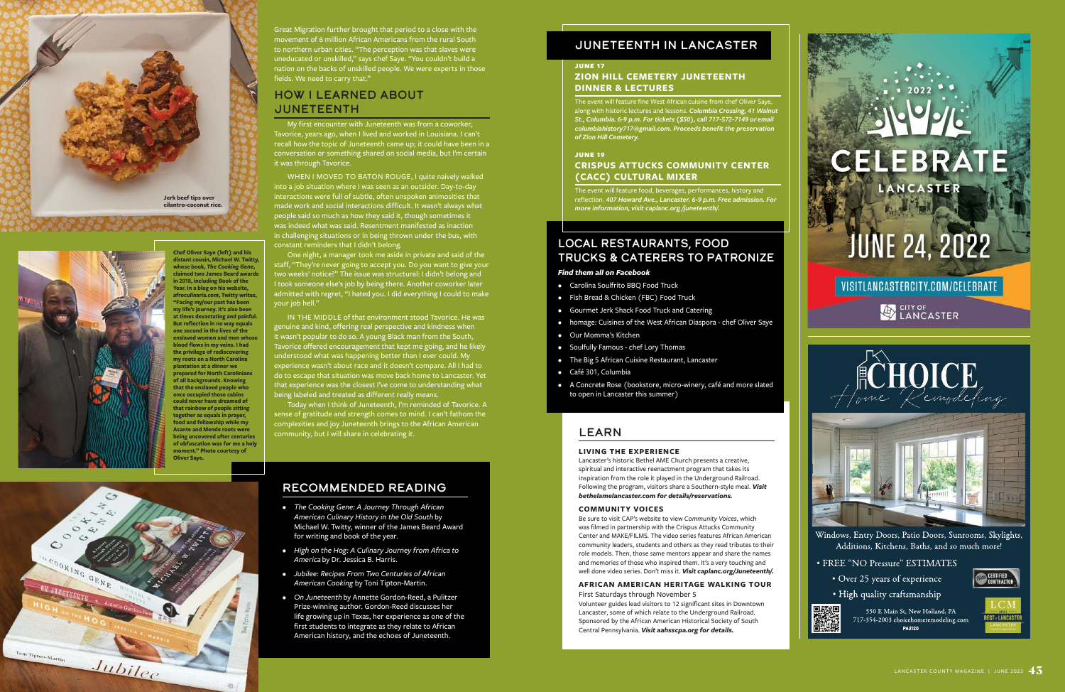Jerk beef tips over cilantro-coconut rice.

**Chef Oliver Saye (left) and his distant cousin, Michael W. Twitty, whose book, *The Cooking Gene*, claimed two James Beard awards in 2018, including Book of the Year. In a blog on his website, afroculinaria.com, Twitty writes, "Facing my/our past has been my life's journey. It's also been at times devastating and painful. But reflection in no way equals one second in the lives of the enslaved women and men whose blood flows in my veins. I had the privilege of rediscovering my roots on a North Carolina plantation at a dinner we prepared for North Carolinians of all backgrounds. Knowing that the enslaved people who once occupied those cabins could never have dreamed of that rainbow of people sitting together as equals in prayer, food and fellowship while my Asante and Mende roots were being uncovered after centuries of obfuscation was for me a holy moment." Photo courtesy of Oliver Saye.**

Great Migration further brought that period to a close with the movement of 6 million African Americans from the rural South to northern urban cities. "The perception was that slaves were uneducated or unskilled," says chef Saye. "You couldn't build a nation on the backs of unskilled people. We were experts in those fields. We need to carry that."

## HOW I LEARNED ABOUT JUNETEENTH

My first encounter with Juneteenth was from a coworker, Tavorice, years ago, when I lived and worked in Louisiana. I can't recall how the topic of Juneteenth came up; it could have been in a conversation or something shared on social media, but I'm certain it was through Tavorice.

WHEN I MOVED TO BATON ROUGE, I quite naively walked into a job situation where I was seen as an outsider. Day-to-day interactions were full of subtle, often unspoken animosities that made work and social interactions difficult. It wasn't always what people said so much as how they said it, though sometimes it was indeed what was said. Resentment manifested as inaction in challenging situations or in being thrown under the bus, with constant reminders that I didn't belong.

One night, a manager took me aside in private and said of the staff, "They're never going to accept you. Do you want to give your two weeks' notice?" The issue was structural: I didn't belong and I took someone else's job by being there. Another coworker later admitted with regret, "I hated you. I did everything I could to make your job hell."

IN THE MIDDLE of that environment stood Tavorice. He was genuine and kind, offering real perspective and kindness when it wasn't popular to do so. A young Black man from the South, Tavorice offered encouragement that kept me going, and he likely understood what was happening better than I ever could. My experience wasn't about race and it doesn't compare. All I had to do to escape that situation was move back home to Lancaster. Yet that experience was the closest I've come to understanding what being labeled and treated as different really means.

Today when I think of Juneteenth, I'm reminded of Tavorice. A sense of gratitude and strength comes to mind. I can't fathom the complexities and joy Juneteenth brings to the African American community, but I will share in celebrating it.

## RECOMMENDED READING

- *The Cooking Gene: A Journey Through African American Culinary History in the Old South* by Michael W. Twitty, winner of the James Beard Award for writing and book of the year.
- *High on the Hog: A Culinary Journey from Africa to America* by Dr. Jessica B. Harris.
- *Jubilee: Recipes From Two Centuries of African American Cooking* by Toni Tipton-Martin.
- *On Juneteenth* by Annette Gordon-Reed, a Pulitzer Prize-winning author. Gordon-Reed discusses her life growing up in Texas, her experience as one of the first students to integrate as they relate to African American history, and the echoes of Juneteenth.

## JUNETEENTH IN LANCASTER

**JUNE 17**
### ZION HILL CEMETERY JUNETEENTH DINNER & LECTURES

The event will feature fine West African cuisine from chef Oliver Saye, along with historic lectures and lessons. ***Columbia Crossing, 41 Walnut St., Columbia. 6-9 p.m. For tickets ($50), call 717-572-7149 or email columbiahistory717@gmail.com. Proceeds benefit the preservation of Zion Hill Cemetery.***

**JUNE 19**
### CRISPUS ATTUCKS COMMUNITY CENTER (CACC) CULTURAL MIXER

The event will feature food, beverages, performances, history and reflection. ***407 Howard Ave., Lancaster. 6-9 p.m. Free admission. For more information, visit caplanc.org/juneteenth/.***

## LOCAL RESTAURANTS, FOOD TRUCKS & CATERERS TO PATRONIZE

***Find them all on Facebook***

- Carolina Soulfrito BBQ Food Truck
- Fish Bread & Chicken (FBC) Food Truck
- Gourmet Jerk Shack Food Truck and Catering
- homage: Cuisines of the West African Diaspora - chef Oliver Saye
- Our Momma's Kitchen
- Soulfully Famous - chef Lory Thomas
- The Big 5 African Cuisine Restaurant, Lancaster
- Café 301, Columbia
- A Concrete Rose (bookstore, micro-winery, café and more slated to open in Lancaster this summer)

## LEARN

### LIVING THE EXPERIENCE

Lancaster's historic Bethel AME Church presents a creative, spiritual and interactive reenactment program that takes its inspiration from the role it played in the Underground Railroad. Following the program, visitors share a Southern-style meal. ***Visit bethelamelancaster.com for details/reservations.***

### COMMUNITY VOICES

Be sure to visit CAP's website to view *Community Voices*, which was filmed in partnership with the Crispus Attucks Community Center and MAKE/FILMS. The video series features African American community leaders, students and others as they read tributes to their role models. Then, those same mentors appear and share the names and memories of those who inspired them. It's a very touching and well done video series. Don't miss it. ***Visit caplanc.org/Juneteenth/.***

### AFRICAN AMERICAN HERITAGE WALKING TOUR

First Saturdays through November 5

Volunteer guides lead visitors to 12 significant sites in Downtown Lancaster, some of which relate to the Underground Railroad. Sponsored by the African American Historical Society of South Central Pennsylvania. ***Visit aahsscpa.org for details.***

2022 CELEBRATE LANCASTER

JUNE 24, 2022

VISITLANCASTERCITY.COM/CELEBRATE

CITY OF LANCASTER

CHOICE Home Remodeling

Windows, Entry Doors, Patio Doors, Sunrooms, Skylights, Additions, Kitchens, Baths, and so much more!

- FREE "NO Pressure" ESTIMATES
- Over 25 years of experience
- High quality craftsmanship

550 E Main St, New Holland, PA
717-354-2003 choicehomeremodeling.com
PA2120